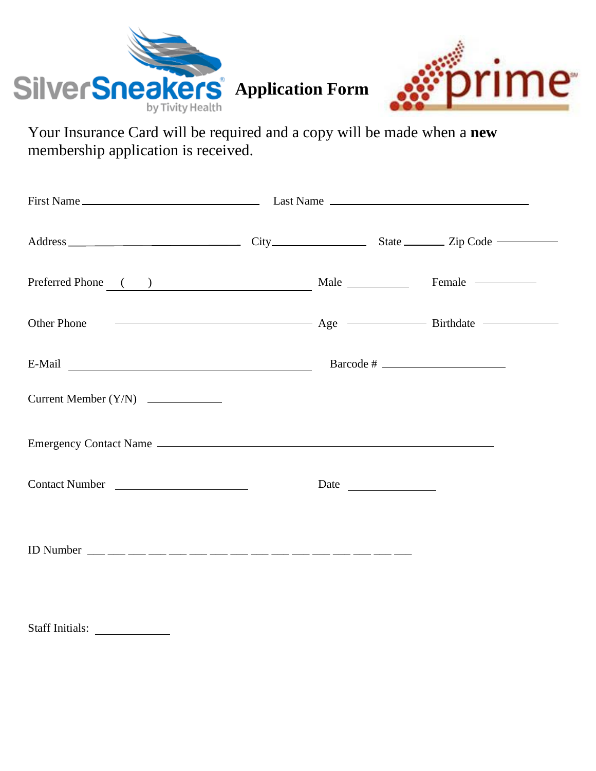SilverSneakers by Tivity Health **Application Form** prime

Your Insurance Card will be required and a copy will be made when a **new** membership application is received.

First Name ______________________ Last Name ______________________

Address ______________________ City ______________ State ________ Zip Code ____________

Preferred Phone ( ) ______________________ Male ____________ Female ____________

Other Phone ______________________ Age ____________ Birthdate ____________

E-Mail ______________________ Barcode # ______________________

Current Member (Y/N) ____________

Emergency Contact Name ______________________________________________

Contact Number ______________________ Date ____________

ID Number ___ ___ ___ ___ ___ ___ ___ ___ ___ ___ ___ ___ ___ ___ ___ ___

Staff Initials: ____________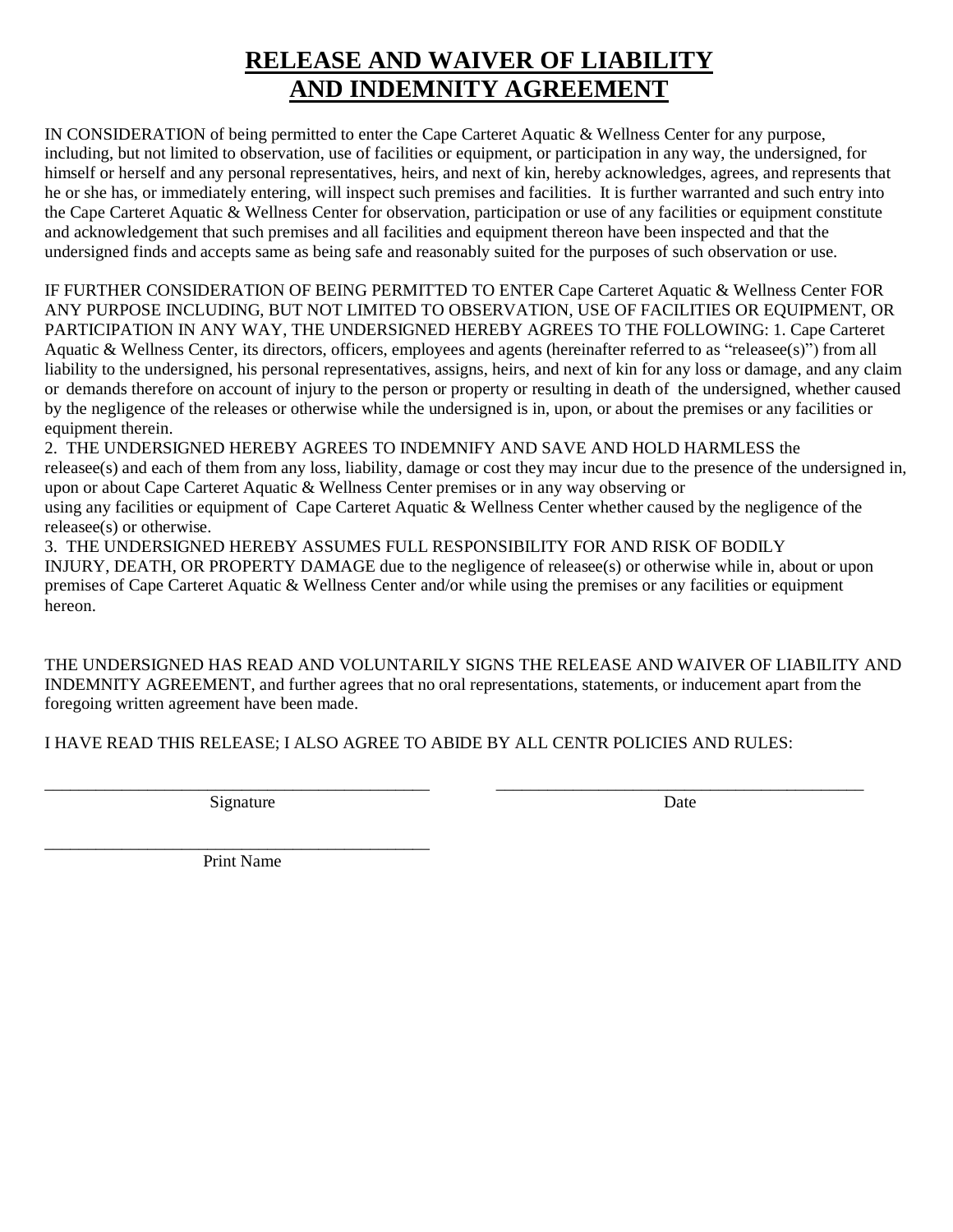# RELEASE AND WAIVER OF LIABILITY AND INDEMNITY AGREEMENT

IN CONSIDERATION of being permitted to enter the Cape Carteret Aquatic & Wellness Center for any purpose, including, but not limited to observation, use of facilities or equipment, or participation in any way, the undersigned, for himself or herself and any personal representatives, heirs, and next of kin, hereby acknowledges, agrees, and represents that he or she has, or immediately entering, will inspect such premises and facilities. It is further warranted and such entry into the Cape Carteret Aquatic & Wellness Center for observation, participation or use of any facilities or equipment constitute and acknowledgement that such premises and all facilities and equipment thereon have been inspected and that the undersigned finds and accepts same as being safe and reasonably suited for the purposes of such observation or use.

IF FURTHER CONSIDERATION OF BEING PERMITTED TO ENTER Cape Carteret Aquatic & Wellness Center FOR ANY PURPOSE INCLUDING, BUT NOT LIMITED TO OBSERVATION, USE OF FACILITIES OR EQUIPMENT, OR PARTICIPATION IN ANY WAY, THE UNDERSIGNED HEREBY AGREES TO THE FOLLOWING: 1. Cape Carteret Aquatic & Wellness Center, its directors, officers, employees and agents (hereinafter referred to as "releasee(s)") from all liability to the undersigned, his personal representatives, assigns, heirs, and next of kin for any loss or damage, and any claim or demands therefore on account of injury to the person or property or resulting in death of the undersigned, whether caused by the negligence of the releases or otherwise while the undersigned is in, upon, or about the premises or any facilities or equipment therein.

2. THE UNDERSIGNED HEREBY AGREES TO INDEMNIFY AND SAVE AND HOLD HARMLESS the releasee(s) and each of them from any loss, liability, damage or cost they may incur due to the presence of the undersigned in, upon or about Cape Carteret Aquatic & Wellness Center premises or in any way observing or using any facilities or equipment of Cape Carteret Aquatic & Wellness Center whether caused by the negligence of the releasee(s) or otherwise.

3. THE UNDERSIGNED HEREBY ASSUMES FULL RESPONSIBILITY FOR AND RISK OF BODILY INJURY, DEATH, OR PROPERTY DAMAGE due to the negligence of releasee(s) or otherwise while in, about or upon premises of Cape Carteret Aquatic & Wellness Center and/or while using the premises or any facilities or equipment hereon.

THE UNDERSIGNED HAS READ AND VOLUNTARILY SIGNS THE RELEASE AND WAIVER OF LIABILITY AND INDEMNITY AGREEMENT, and further agrees that no oral representations, statements, or inducement apart from the foregoing written agreement have been made.

I HAVE READ THIS RELEASE; I ALSO AGREE TO ABIDE BY ALL CENTR POLICIES AND RULES:

_______________________________________________ _______________________________________________

Signature Date

_______________________________________________

Print Name